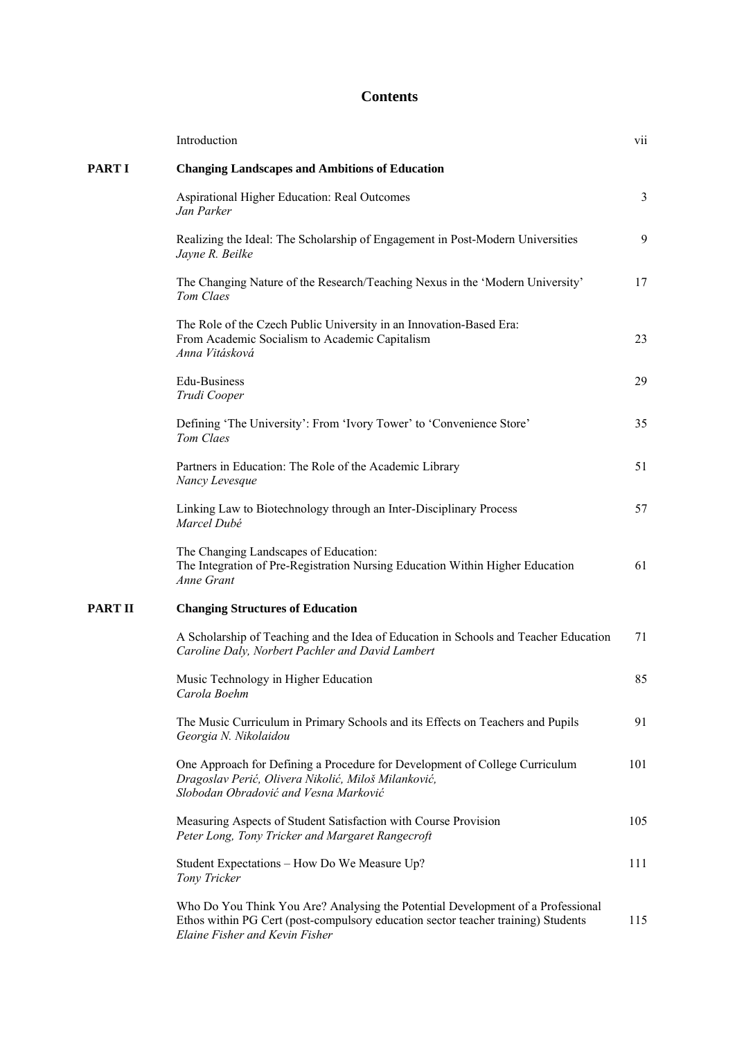# Contents

| | | |
|---|---|---|
| | Introduction | vii |
| **PART I** | **Changing Landscapes and Ambitions of Education** | |
| | Aspirational Higher Education: Real Outcomes<br>*Jan Parker* | 3 |
| | Realizing the Ideal: The Scholarship of Engagement in Post-Modern Universities<br>*Jayne R. Beilke* | 9 |
| | The Changing Nature of the Research/Teaching Nexus in the 'Modern University'<br>*Tom Claes* | 17 |
| | The Role of the Czech Public University in an Innovation-Based Era: From Academic Socialism to Academic Capitalism<br>*Anna Vitásková* | 23 |
| | Edu-Business<br>*Trudi Cooper* | 29 |
| | Defining 'The University': From 'Ivory Tower' to 'Convenience Store'<br>*Tom Claes* | 35 |
| | Partners in Education: The Role of the Academic Library<br>*Nancy Levesque* | 51 |
| | Linking Law to Biotechnology through an Inter-Disciplinary Process<br>*Marcel Dubé* | 57 |
| | The Changing Landscapes of Education: The Integration of Pre-Registration Nursing Education Within Higher Education<br>*Anne Grant* | 61 |
| **PART II** | **Changing Structures of Education** | |
| | A Scholarship of Teaching and the Idea of Education in Schools and Teacher Education<br>*Caroline Daly, Norbert Pachler and David Lambert* | 71 |
| | Music Technology in Higher Education<br>*Carola Boehm* | 85 |
| | The Music Curriculum in Primary Schools and its Effects on Teachers and Pupils<br>*Georgia N. Nikolaidou* | 91 |
| | One Approach for Defining a Procedure for Development of College Curriculum<br>*Dragoslav Perić, Olivera Nikolić, Miloš Milanković, Slobodan Obradović and Vesna Marković* | 101 |
| | Measuring Aspects of Student Satisfaction with Course Provision<br>*Peter Long, Tony Tricker and Margaret Rangecroft* | 105 |
| | Student Expectations – How Do We Measure Up?<br>*Tony Tricker* | 111 |
| | Who Do You Think You Are? Analysing the Potential Development of a Professional Ethos within PG Cert (post-compulsory education sector teacher training) Students<br>*Elaine Fisher and Kevin Fisher* | 115 |